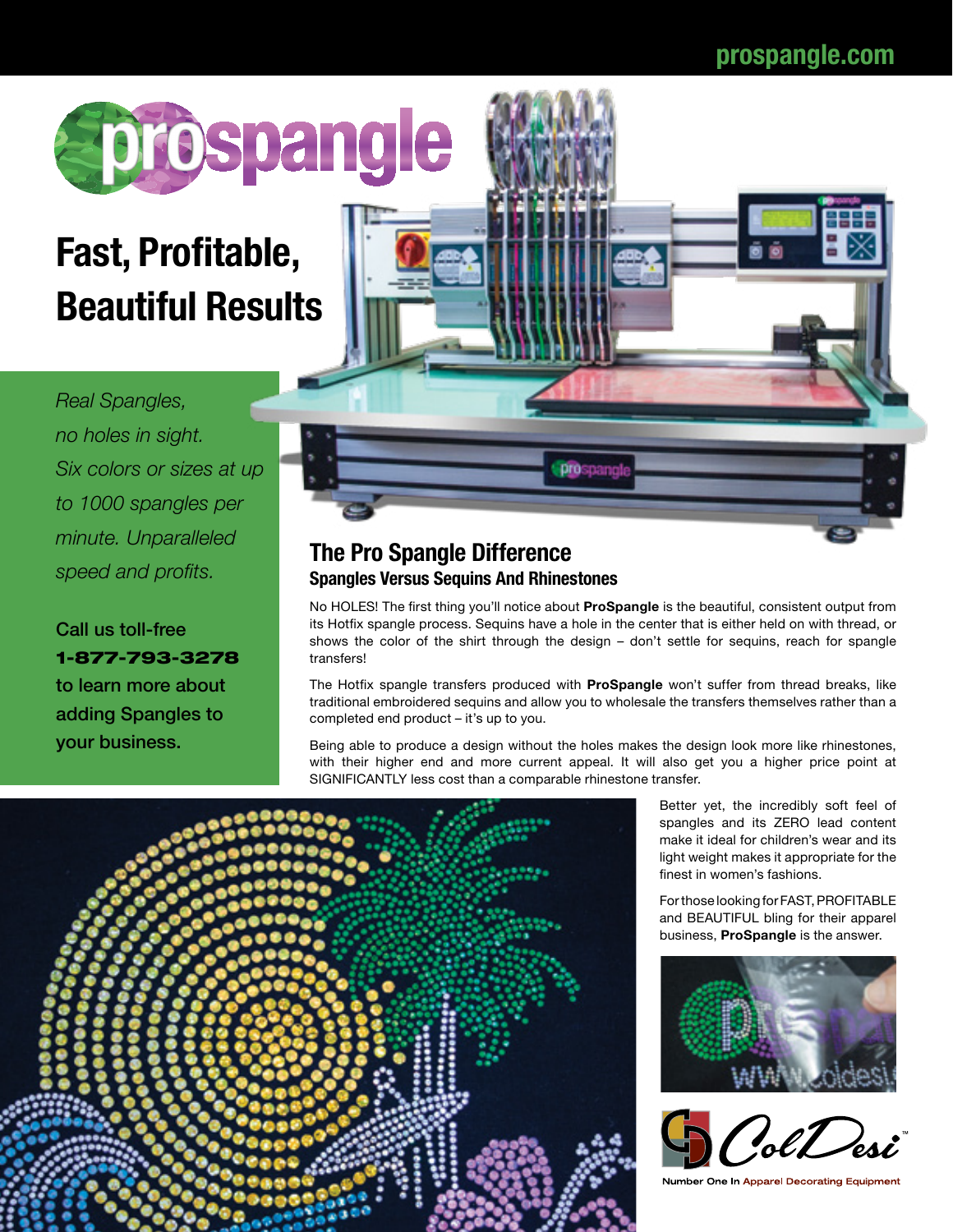prospangle.com

# prospangle

## Fast, Profitable, Beautiful Results

*Real Spangles, no holes in sight. Six colors or sizes at up to 1000 spangles per minute. Unparalleled speed and profits.*

Call us toll-free **1-877-793-3278** to learn more about adding Spangles to your business.

## The Pro Spangle Difference

### Spangles Versus Sequins And Rhinestones

No HOLES! The first thing you'll notice about **ProSpangle** is the beautiful, consistent output from its Hotfix spangle process. Sequins have a hole in the center that is either held on with thread, or shows the color of the shirt through the design – don't settle for sequins, reach for spangle transfers!

The Hotfix spangle transfers produced with **ProSpangle** won't suffer from thread breaks, like traditional embroidered sequins and allow you to wholesale the transfers themselves rather than a completed end product – it's up to you.

Being able to produce a design without the holes makes the design look more like rhinestones, with their higher end and more current appeal. It will also get you a higher price point at SIGNIFICANTLY less cost than a comparable rhinestone transfer.

Better yet, the incredibly soft feel of spangles and its ZERO lead content make it ideal for children's wear and its light weight makes it appropriate for the finest in women's fashions.

For those looking for FAST, PROFITABLE and BEAUTIFUL bling for their apparel business, **ProSpangle** is the answer.

ColDesi™

Number One In Apparel Decorating Equipment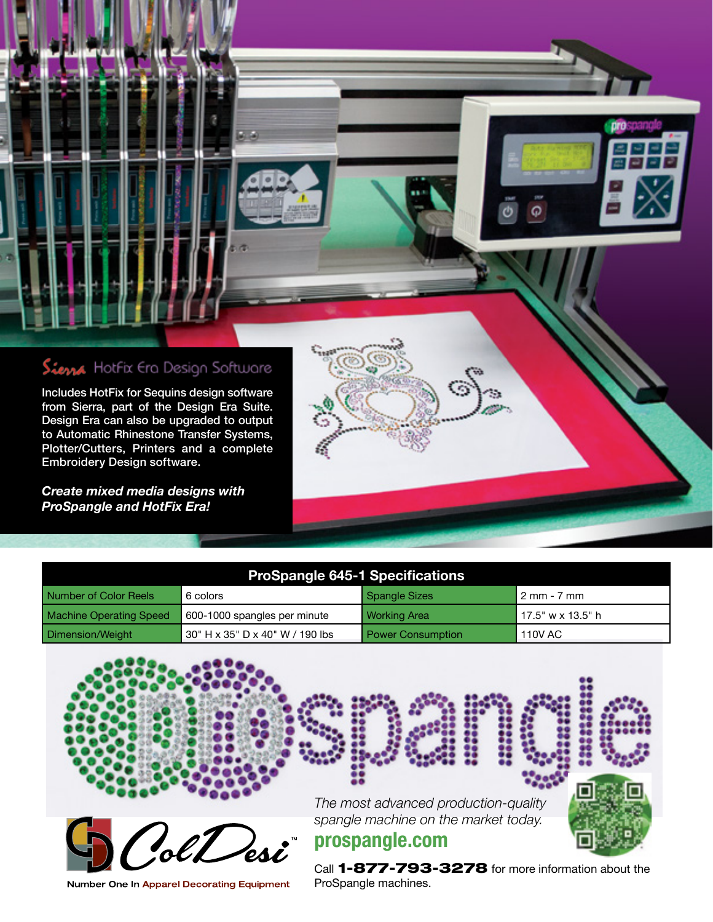## Sierra HotFix Era Design Software

Includes HotFix for Sequins design software from Sierra, part of the Design Era Suite. Design Era can also be upgraded to output to Automatic Rhinestone Transfer Systems, Plotter/Cutters, Printers and a complete Embroidery Design software.

***Create mixed media designs with ProSpangle and HotFix Era!***

| ProSpangle 645-1 Specifications | | | |
|---|---|---|---|
| Number of Color Reels | 6 colors | Spangle Sizes | 2 mm - 7 mm |
| Machine Operating Speed | 600-1000 spangles per minute | Working Area | 17.5" w x 13.5" h |
| Dimension/Weight | 30" H x 35" D x 40" W / 190 lbs | Power Consumption | 110V AC |

*The most advanced production-quality spangle machine on the market today.*

**prospangle.com**

Call **1-877-793-3278** for more information about the ProSpangle machines.

ColDesi™

Number One In Apparel Decorating Equipment